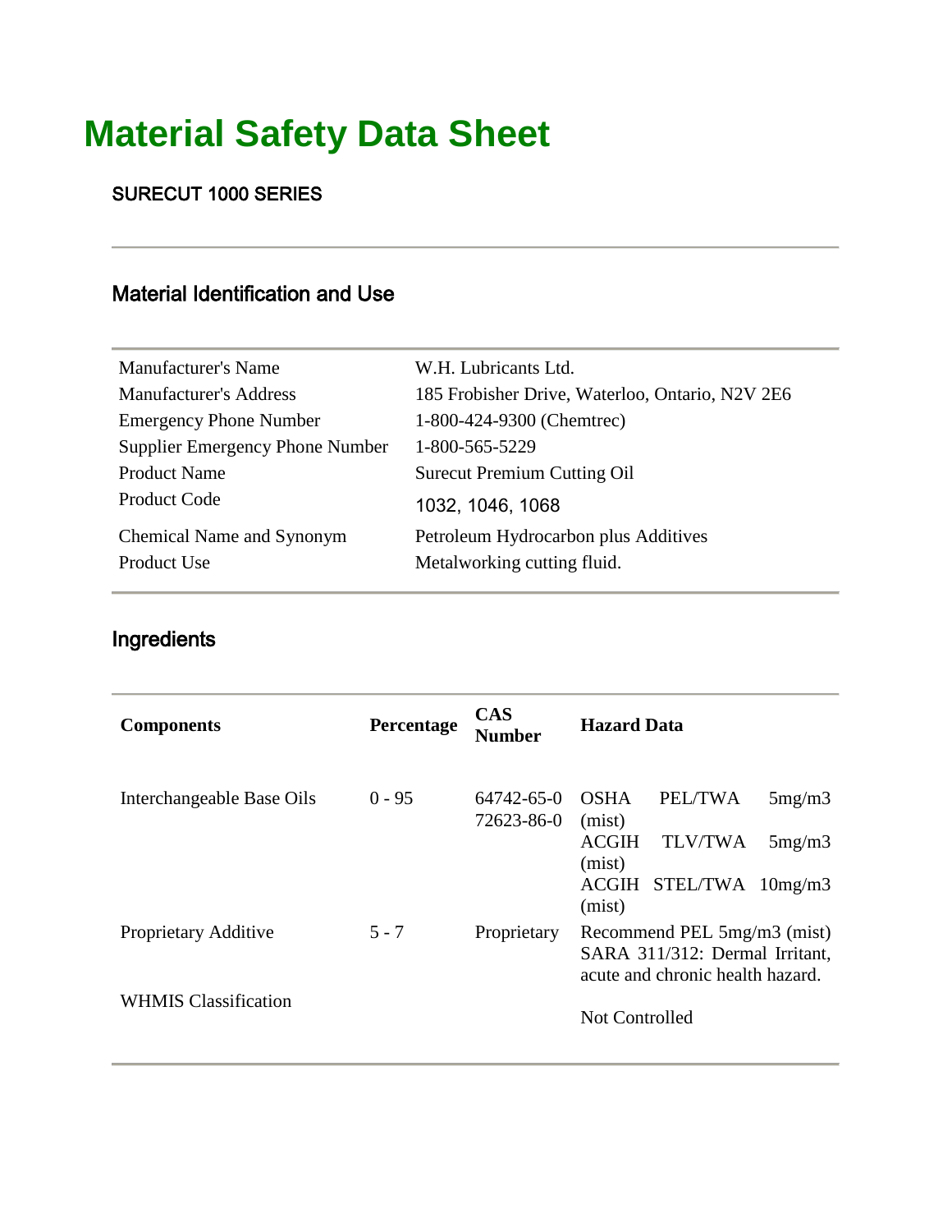# Material Safety Data Sheet

### SURECUT 1000 SERIES

## Material Identification and Use

| | |
|---|---|
| Manufacturer's Name | W.H. Lubricants Ltd. |
| Manufacturer's Address | 185 Frobisher Drive, Waterloo, Ontario, N2V 2E6 |
| Emergency Phone Number | 1-800-424-9300 (Chemtrec) |
| Supplier Emergency Phone Number | 1-800-565-5229 |
| Product Name | Surecut Premium Cutting Oil |
| Product Code | 1032, 1046, 1068 |
| Chemical Name and Synonym | Petroleum Hydrocarbon plus Additives |
| Product Use | Metalworking cutting fluid. |

## Ingredients

| Components | Percentage | CAS Number | Hazard Data |
|---|---|---|---|
| Interchangeable Base Oils | 0 - 95 | 64742-65-0<br>72623-86-0 | OSHA PEL/TWA 5mg/m3 (mist)<br>ACGIH TLV/TWA 5mg/m3 (mist)<br>ACGIH STEL/TWA 10mg/m3 (mist) |
| Proprietary Additive | 5 - 7 | Proprietary | Recommend PEL 5mg/m3 (mist) SARA 311/312: Dermal Irritant, acute and chronic health hazard. |
| WHMIS Classification | | | Not Controlled |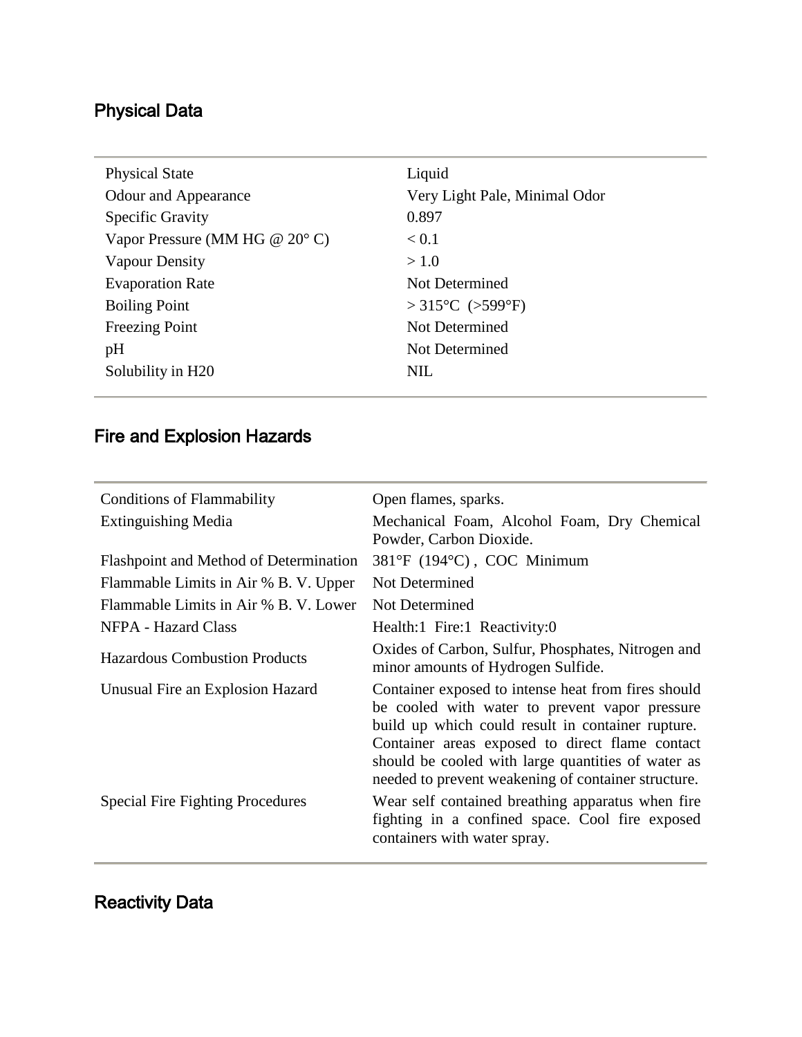## Physical Data

| | |
|---|---|
| Physical State | Liquid |
| Odour and Appearance | Very Light Pale, Minimal Odor |
| Specific Gravity | 0.897 |
| Vapor Pressure (MM HG @ 20° C) | < 0.1 |
| Vapour Density | > 1.0 |
| Evaporation Rate | Not Determined |
| Boiling Point | > 315°C (>599°F) |
| Freezing Point | Not Determined |
| pH | Not Determined |
| Solubility in H20 | NIL |

## Fire and Explosion Hazards

| | |
|---|---|
| Conditions of Flammability | Open flames, sparks. |
| Extinguishing Media | Mechanical Foam, Alcohol Foam, Dry Chemical Powder, Carbon Dioxide. |
| Flashpoint and Method of Determination | 381°F (194°C) , COC Minimum |
| Flammable Limits in Air % B. V. Upper | Not Determined |
| Flammable Limits in Air % B. V. Lower | Not Determined |
| NFPA - Hazard Class | Health:1 Fire:1 Reactivity:0 |
| Hazardous Combustion Products | Oxides of Carbon, Sulfur, Phosphates, Nitrogen and minor amounts of Hydrogen Sulfide. |
| Unusual Fire an Explosion Hazard | Container exposed to intense heat from fires should be cooled with water to prevent vapor pressure build up which could result in container rupture. Container areas exposed to direct flame contact should be cooled with large quantities of water as needed to prevent weakening of container structure. |
| Special Fire Fighting Procedures | Wear self contained breathing apparatus when fire fighting in a confined space. Cool fire exposed containers with water spray. |

## Reactivity Data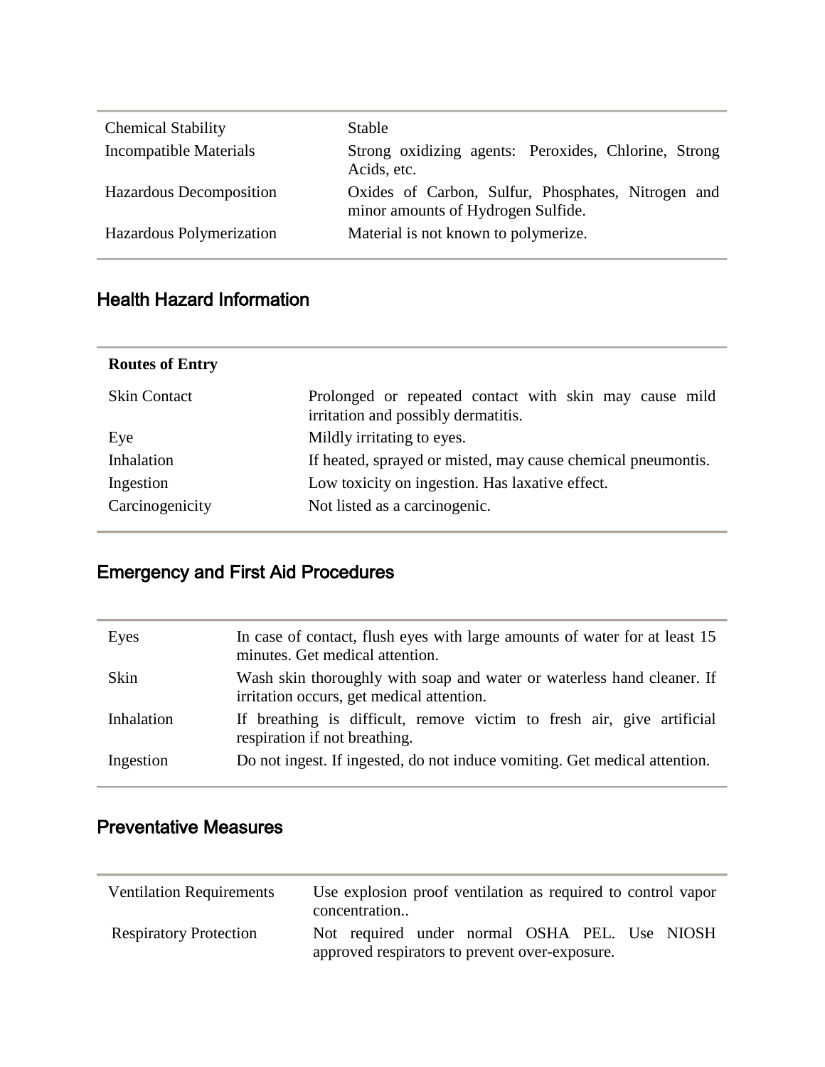| | |
|---|---|
| Chemical Stability | Stable |
| Incompatible Materials | Strong oxidizing agents: Peroxides, Chlorine, Strong Acids, etc. |
| Hazardous Decomposition | Oxides of Carbon, Sulfur, Phosphates, Nitrogen and minor amounts of Hydrogen Sulfide. |
| Hazardous Polymerization | Material is not known to polymerize. |

## Health Hazard Information

| **Routes of Entry** | |
|---|---|
| Skin Contact | Prolonged or repeated contact with skin may cause mild irritation and possibly dermatitis. |
| Eye | Mildly irritating to eyes. |
| Inhalation | If heated, sprayed or misted, may cause chemical pneumontis. |
| Ingestion | Low toxicity on ingestion. Has laxative effect. |
| Carcinogenicity | Not listed as a carcinogenic. |

## Emergency and First Aid Procedures

| | |
|---|---|
| Eyes | In case of contact, flush eyes with large amounts of water for at least 15 minutes. Get medical attention. |
| Skin | Wash skin thoroughly with soap and water or waterless hand cleaner. If irritation occurs, get medical attention. |
| Inhalation | If breathing is difficult, remove victim to fresh air, give artificial respiration if not breathing. |
| Ingestion | Do not ingest. If ingested, do not induce vomiting. Get medical attention. |

## Preventative Measures

| | |
|---|---|
| Ventilation Requirements | Use explosion proof ventilation as required to control vapor concentration.. |
| Respiratory Protection | Not required under normal OSHA PEL. Use NIOSH approved respirators to prevent over-exposure. |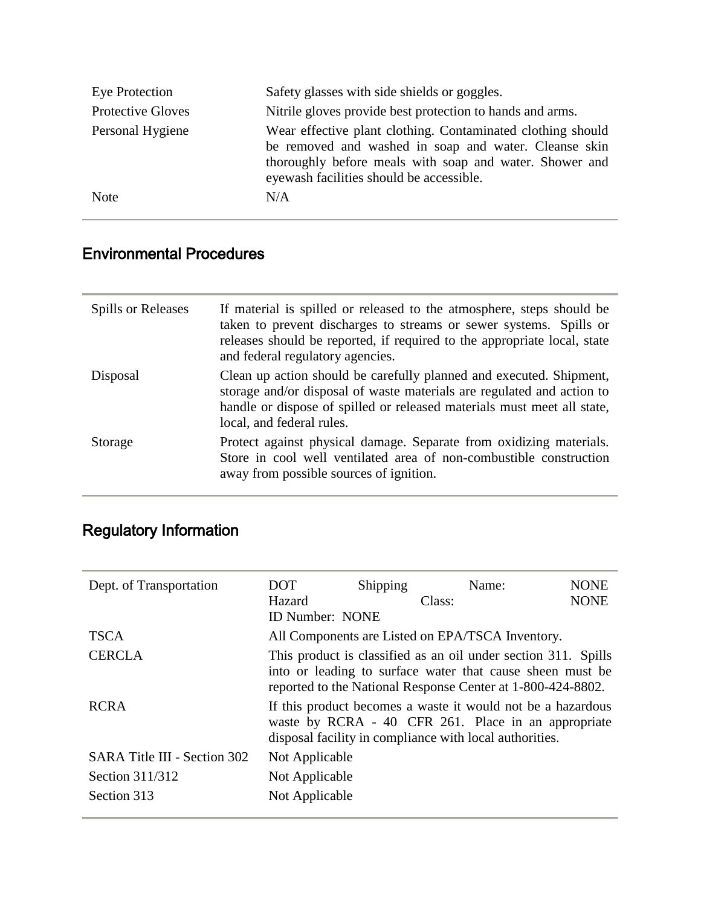| | |
|---|---|
| Eye Protection | Safety glasses with side shields or goggles. |
| Protective Gloves | Nitrile gloves provide best protection to hands and arms. |
| Personal Hygiene | Wear effective plant clothing. Contaminated clothing should be removed and washed in soap and water. Cleanse skin thoroughly before meals with soap and water. Shower and eyewash facilities should be accessible. |
| Note | N/A |

## Environmental Procedures

| | |
|---|---|
| Spills or Releases | If material is spilled or released to the atmosphere, steps should be taken to prevent discharges to streams or sewer systems. Spills or releases should be reported, if required to the appropriate local, state and federal regulatory agencies. |
| Disposal | Clean up action should be carefully planned and executed. Shipment, storage and/or disposal of waste materials are regulated and action to handle or dispose of spilled or released materials must meet all state, local, and federal rules. |
| Storage | Protect against physical damage. Separate from oxidizing materials. Store in cool well ventilated area of non-combustible construction away from possible sources of ignition. |

## Regulatory Information

| | |
|---|---|
| Dept. of Transportation | DOT Shipping Name: NONE<br>Hazard Class: NONE<br>ID Number: NONE |
| TSCA | All Components are Listed on EPA/TSCA Inventory. |
| CERCLA | This product is classified as an oil under section 311. Spills into or leading to surface water that cause sheen must be reported to the National Response Center at 1-800-424-8802. |
| RCRA | If this product becomes a waste it would not be a hazardous waste by RCRA - 40 CFR 261. Place in an appropriate disposal facility in compliance with local authorities. |
| SARA Title III - Section 302 | Not Applicable |
| Section 311/312 | Not Applicable |
| Section 313 | Not Applicable |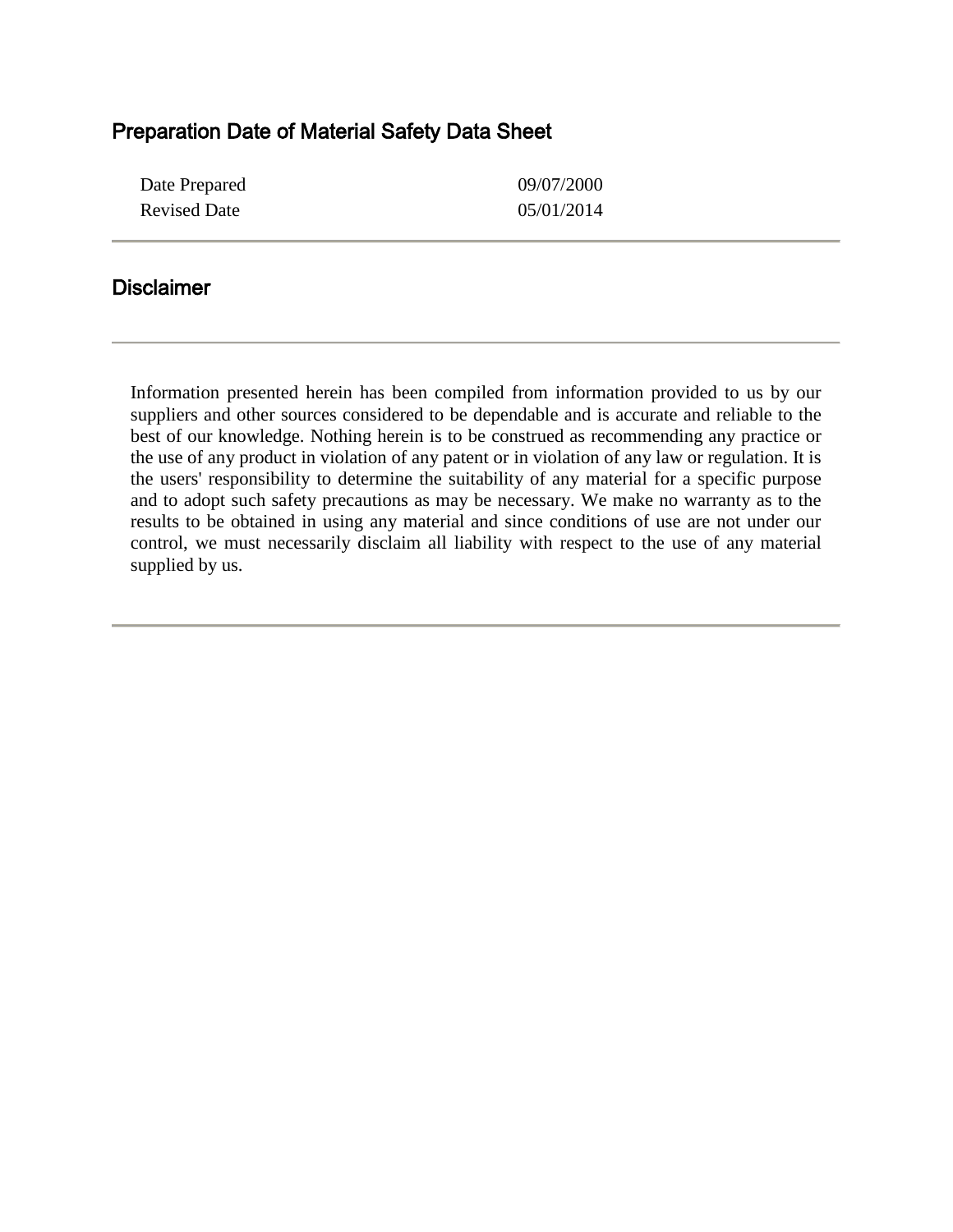## Preparation Date of Material Safety Data Sheet

| | |
|---|---|
| Date Prepared | 09/07/2000 |
| Revised Date | 05/01/2014 |

## Disclaimer

Information presented herein has been compiled from information provided to us by our suppliers and other sources considered to be dependable and is accurate and reliable to the best of our knowledge. Nothing herein is to be construed as recommending any practice or the use of any product in violation of any patent or in violation of any law or regulation. It is the users' responsibility to determine the suitability of any material for a specific purpose and to adopt such safety precautions as may be necessary. We make no warranty as to the results to be obtained in using any material and since conditions of use are not under our control, we must necessarily disclaim all liability with respect to the use of any material supplied by us.